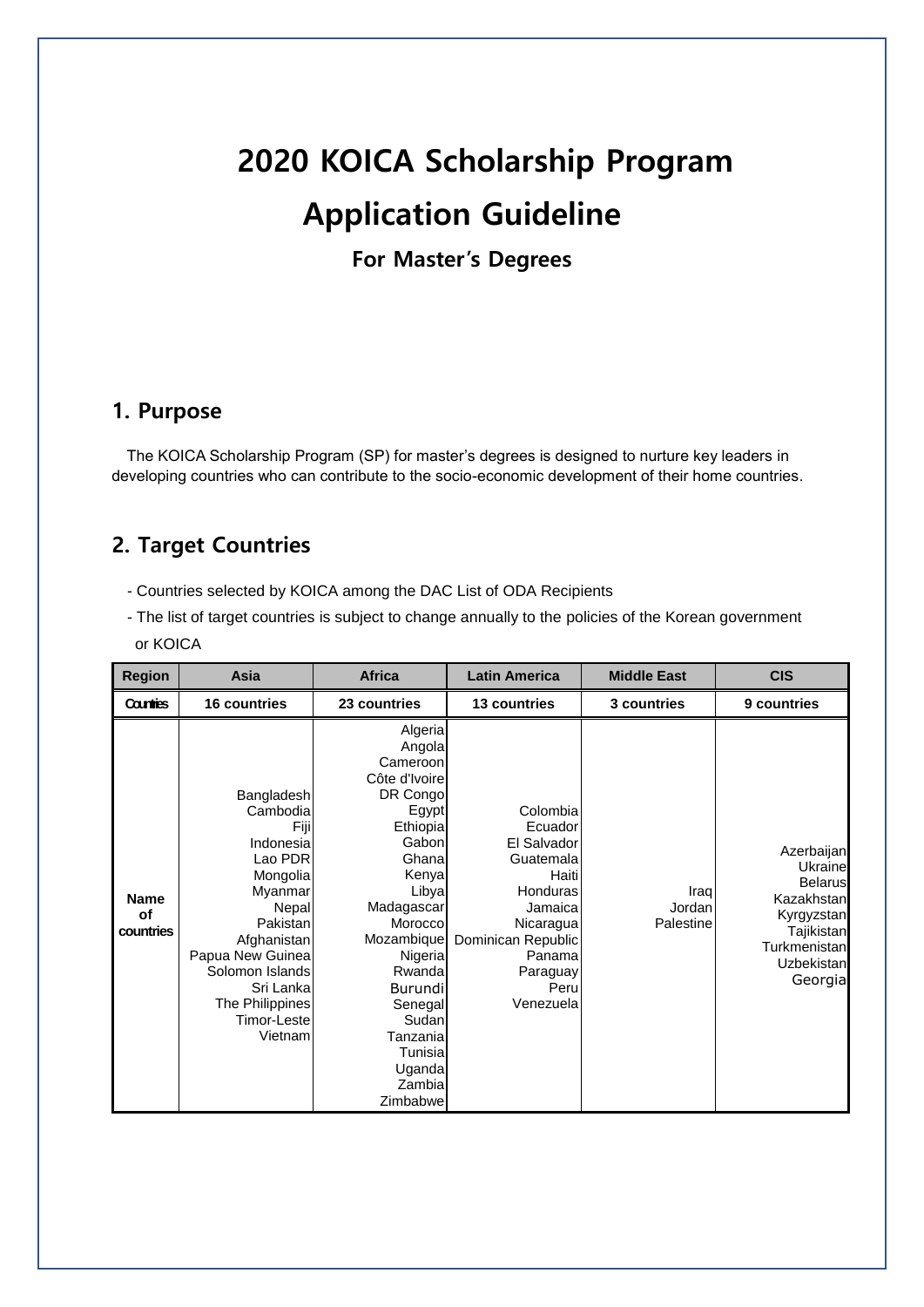# 2020 KOICA Scholarship Program

# Application Guideline

### For Master's Degrees

## 1. Purpose

The KOICA Scholarship Program (SP) for master's degrees is designed to nurture key leaders in developing countries who can contribute to the socio-economic development of their home countries.

## 2. Target Countries

- Countries selected by KOICA among the DAC List of ODA Recipients
- The list of target countries is subject to change annually to the policies of the Korean government or KOICA

| Region | Asia | Africa | Latin America | Middle East | CIS |
|---|---|---|---|---|---|
| Counties | 16 countries | 23 countries | 13 countries | 3 countries | 9 countries |
| Name of countries | Bangladesh<br>Cambodia<br>Fiji<br>Indonesia<br>Lao PDR<br>Mongolia<br>Myanmar<br>Nepal<br>Pakistan<br>Afghanistan<br>Papua New Guinea<br>Solomon Islands<br>Sri Lanka<br>The Philippines<br>Timor-Leste<br>Vietnam | Algeria<br>Angola<br>Cameroon<br>Côte d'Ivoire<br>DR Congo<br>Egypt<br>Ethiopia<br>Gabon<br>Ghana<br>Kenya<br>Libya<br>Madagascar<br>Morocco<br>Mozambique<br>Nigeria<br>Rwanda<br>Burundi<br>Senegal<br>Sudan<br>Tanzania<br>Tunisia<br>Uganda<br>Zambia<br>Zimbabwe | Colombia<br>Ecuador<br>El Salvador<br>Guatemala<br>Haiti<br>Honduras<br>Jamaica<br>Nicaragua<br>Dominican Republic<br>Panama<br>Paraguay<br>Peru<br>Venezuela | Iraq<br>Jordan<br>Palestine | Azerbaijan<br>Ukraine<br>Belarus<br>Kazakhstan<br>Kyrgyzstan<br>Tajikistan<br>Turkmenistan<br>Uzbekistan<br>Georgia |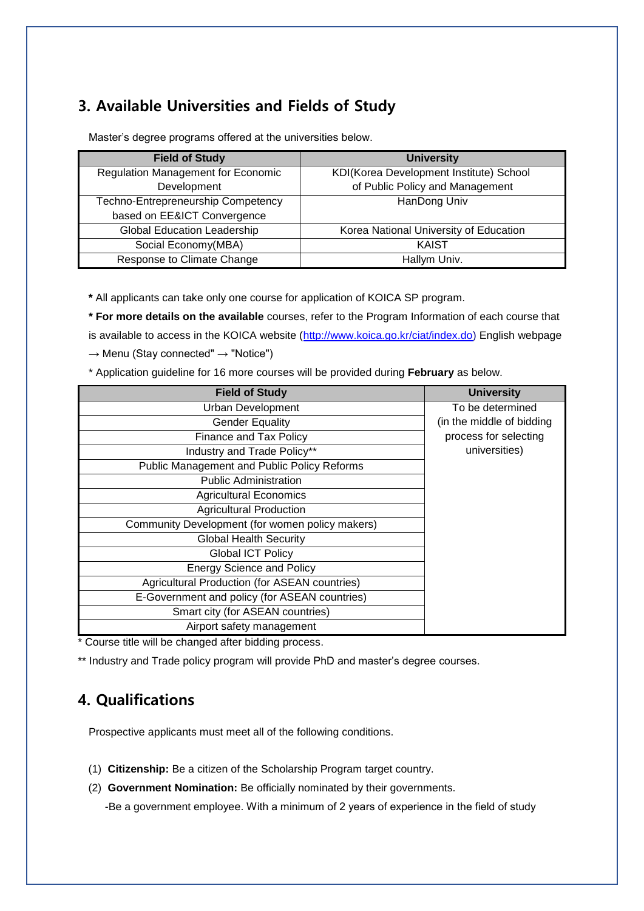## 3. Available Universities and Fields of Study

Master's degree programs offered at the universities below.

| Field of Study | University |
| --- | --- |
| Regulation Management for Economic Development | KDI(Korea Development Institute) School of Public Policy and Management |
| Techno-Entrepreneurship Competency based on EE&ICT Convergence | HanDong Univ |
| Global Education Leadership | Korea National University of Education |
| Social Economy(MBA) | KAIST |
| Response to Climate Change | Hallym Univ. |

**\*** All applicants can take only one course for application of KOICA SP program.

**\* For more details on the available** courses, refer to the Program Information of each course that is available to access in the KOICA website (http://www.koica.go.kr/ciat/index.do) English webpage → Menu (Stay connected" → "Notice")

\* Application guideline for 16 more courses will be provided during **February** as below.

| Field of Study | University |
| --- | --- |
| Urban Development | To be determined (in the middle of bidding process for selecting universities) |
| Gender Equality | |
| Finance and Tax Policy | |
| Industry and Trade Policy** | |
| Public Management and Public Policy Reforms | |
| Public Administration | |
| Agricultural Economics | |
| Agricultural Production | |
| Community Development (for women policy makers) | |
| Global Health Security | |
| Global ICT Policy | |
| Energy Science and Policy | |
| Agricultural Production (for ASEAN countries) | |
| E-Government and policy (for ASEAN countries) | |
| Smart city (for ASEAN countries) | |
| Airport safety management | |

\* Course title will be changed after bidding process.

\*\* Industry and Trade policy program will provide PhD and master's degree courses.

## 4. Qualifications

Prospective applicants must meet all of the following conditions.

(1) **Citizenship:** Be a citizen of the Scholarship Program target country.

(2) **Government Nomination:** Be officially nominated by their governments.

-Be a government employee. With a minimum of 2 years of experience in the field of study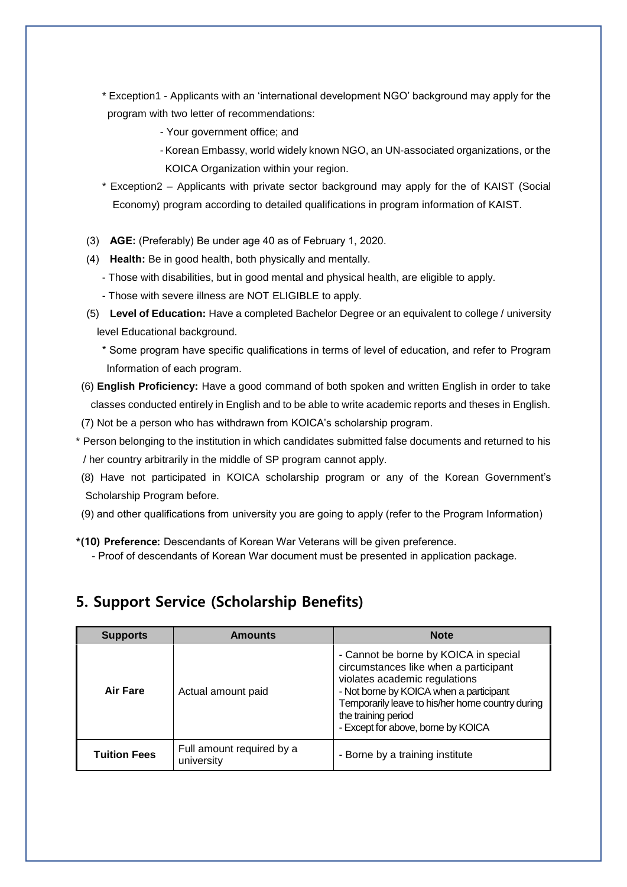\* Exception1 - Applicants with an 'international development NGO' background may apply for the program with two letter of recommendations:

- Your government office; and
- Korean Embassy, world widely known NGO, an UN-associated organizations, or the KOICA Organization within your region.

\* Exception2 – Applicants with private sector background may apply for the of KAIST (Social Economy) program according to detailed qualifications in program information of KAIST.

(3) **AGE:** (Preferably) Be under age 40 as of February 1, 2020.

(4) **Health:** Be in good health, both physically and mentally.

- Those with disabilities, but in good mental and physical health, are eligible to apply.
- Those with severe illness are NOT ELIGIBLE to apply.

(5) **Level of Education:** Have a completed Bachelor Degree or an equivalent to college / university level Educational background.

\* Some program have specific qualifications in terms of level of education, and refer to Program Information of each program.

(6) **English Proficiency:** Have a good command of both spoken and written English in order to take classes conducted entirely in English and to be able to write academic reports and theses in English.

(7) Not be a person who has withdrawn from KOICA's scholarship program.

\* Person belonging to the institution in which candidates submitted false documents and returned to his / her country arbitrarily in the middle of SP program cannot apply.

(8) Have not participated in KOICA scholarship program or any of the Korean Government's Scholarship Program before.

(9) and other qualifications from university you are going to apply (refer to the Program Information)

**\*(10) Preference:** Descendants of Korean War Veterans will be given preference.

- Proof of descendants of Korean War document must be presented in application package.

## 5. Support Service (Scholarship Benefits)

| Supports | Amounts | Note |
|---|---|---|
| **Air Fare** | Actual amount paid | - Cannot be borne by KOICA in special circumstances like when a participant violates academic regulations<br>- Not borne by KOICA when a participant Temporarily leave to his/her home country during the training period<br>- Except for above, borne by KOICA |
| **Tuition Fees** | Full amount required by a university | - Borne by a training institute |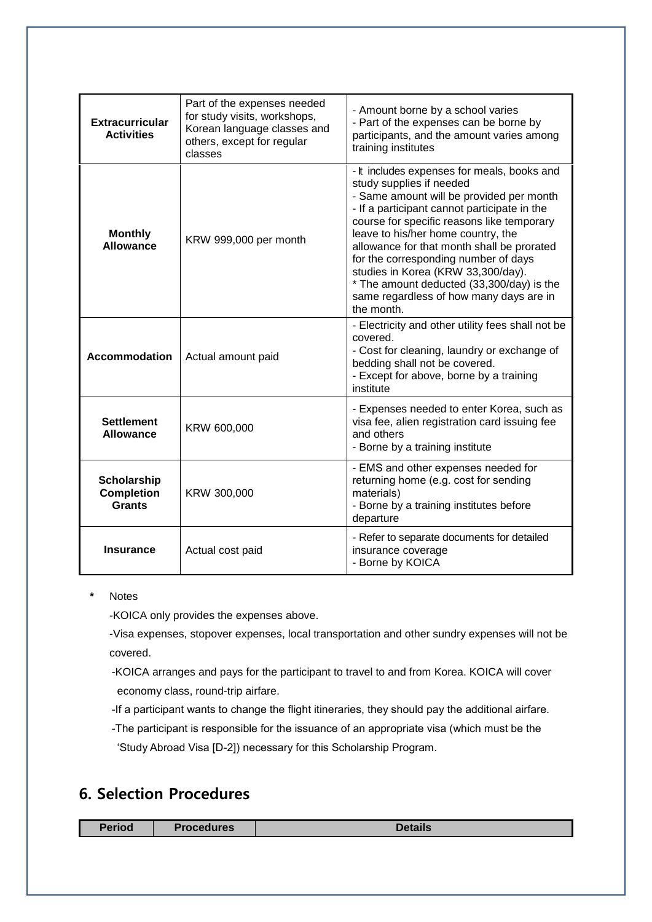| Extracurricular Activities | Part of the expenses needed for study visits, workshops, Korean language classes and others, except for regular classes | - Amount borne by a school varies<br>- Part of the expenses can be borne by participants, and the amount varies among training institutes |
|---|---|---|
| **Monthly Allowance** | KRW 999,000 per month | - It includes expenses for meals, books and study supplies if needed<br>- Same amount will be provided per month<br>- If a participant cannot participate in the course for specific reasons like temporary leave to his/her home country, the allowance for that month shall be prorated for the corresponding number of days studies in Korea (KRW 33,300/day).<br>* The amount deducted (33,300/day) is the same regardless of how many days are in the month. |
| **Accommodation** | Actual amount paid | - Electricity and other utility fees shall not be covered.<br>- Cost for cleaning, laundry or exchange of bedding shall not be covered.<br>- Except for above, borne by a training institute |
| **Settlement Allowance** | KRW 600,000 | - Expenses needed to enter Korea, such as visa fee, alien registration card issuing fee and others<br>- Borne by a training institute |
| **Scholarship Completion Grants** | KRW 300,000 | - EMS and other expenses needed for returning home (e.g. cost for sending materials)<br>- Borne by a training institutes before departure |
| **Insurance** | Actual cost paid | - Refer to separate documents for detailed insurance coverage<br>- Borne by KOICA |

* Notes

-KOICA only provides the expenses above.

-Visa expenses, stopover expenses, local transportation and other sundry expenses will not be covered.

-KOICA arranges and pays for the participant to travel to and from Korea. KOICA will cover economy class, round-trip airfare.

-If a participant wants to change the flight itineraries, they should pay the additional airfare.

-The participant is responsible for the issuance of an appropriate visa (which must be the 'Study Abroad Visa [D-2]) necessary for this Scholarship Program.

## 6. Selection Procedures

| Period | Procedures | Details |
|---|---|---|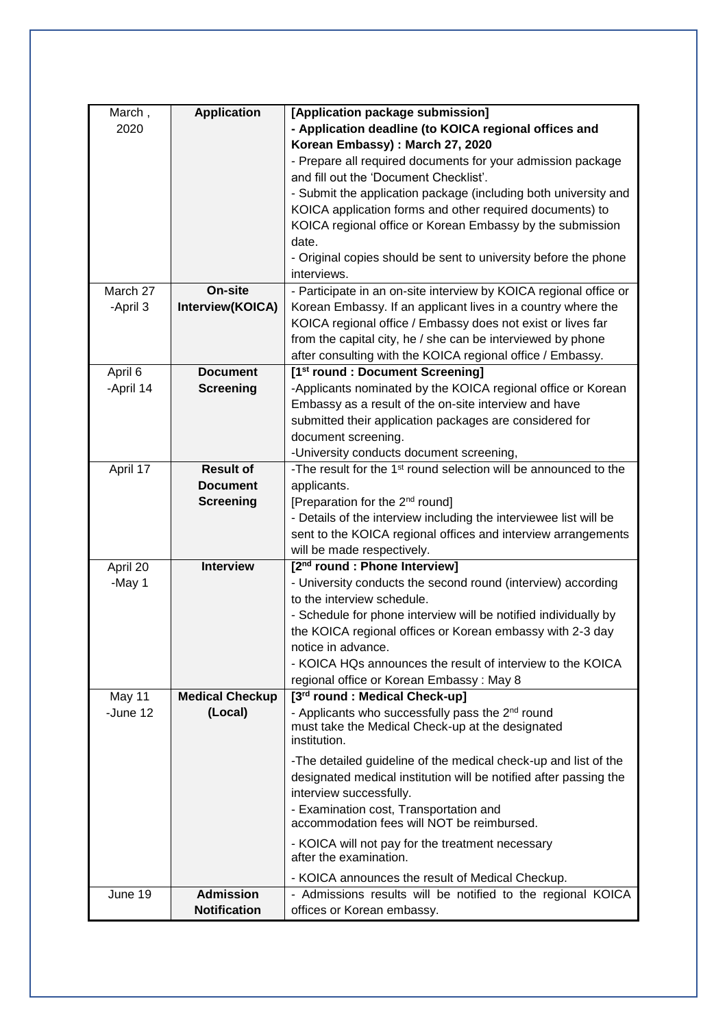| March , 2020 | **Application** | **[Application package submission]**<br>**- Application deadline (to KOICA regional offices and Korean Embassy) : March 27, 2020**<br>- Prepare all required documents for your admission package and fill out the 'Document Checklist'.<br>- Submit the application package (including both university and KOICA application forms and other required documents) to KOICA regional office or Korean Embassy by the submission date.<br>- Original copies should be sent to university before the phone interviews. |
|---|---|---|
| March 27 -April 3 | **On-site Interview(KOICA)** | - Participate in an on-site interview by KOICA regional office or Korean Embassy. If an applicant lives in a country where the KOICA regional office / Embassy does not exist or lives far from the capital city, he / she can be interviewed by phone after consulting with the KOICA regional office / Embassy. |
| April 6 -April 14 | **Document Screening** | **[1st round : Document Screening]**<br>-Applicants nominated by the KOICA regional office or Korean Embassy as a result of the on-site interview and have submitted their application packages are considered for document screening.<br>-University conducts document screening, |
| April 17 | **Result of Document Screening** | -The result for the 1st round selection will be announced to the applicants.<br>[Preparation for the 2nd round]<br>- Details of the interview including the interviewee list will be sent to the KOICA regional offices and interview arrangements will be made respectively. |
| April 20 -May 1 | **Interview** | **[2nd round : Phone Interview]**<br>- University conducts the second round (interview) according to the interview schedule.<br>- Schedule for phone interview will be notified individually by the KOICA regional offices or Korean embassy with 2-3 day notice in advance.<br>- KOICA HQs announces the result of interview to the KOICA regional office or Korean Embassy : May 8 |
| May 11 -June 12 | **Medical Checkup (Local)** | **[3rd round : Medical Check-up]**<br>- Applicants who successfully pass the 2nd round must take the Medical Check-up at the designated institution.<br>-The detailed guideline of the medical check-up and list of the designated medical institution will be notified after passing the interview successfully.<br>- Examination cost, Transportation and accommodation fees will NOT be reimbursed.<br>- KOICA will not pay for the treatment necessary after the examination.<br>- KOICA announces the result of Medical Checkup. |
| June 19 | **Admission Notification** | - Admissions results will be notified to the regional KOICA offices or Korean embassy. |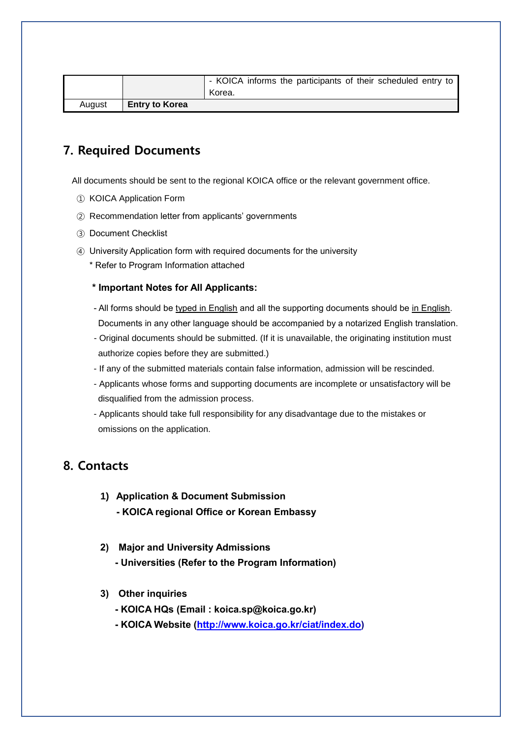| | | |
|---|---|---|
| | | - KOICA informs the participants of their scheduled entry to Korea. |
| August | **Entry to Korea** | |

## 7. Required Documents

All documents should be sent to the regional KOICA office or the relevant government office.

① KOICA Application Form

② Recommendation letter from applicants' governments

③ Document Checklist

④ University Application form with required documents for the university
* Refer to Program Information attached

**\* Important Notes for All Applicants:**

- All forms should be typed in English and all the supporting documents should be in English. Documents in any other language should be accompanied by a notarized English translation.
- Original documents should be submitted. (If it is unavailable, the originating institution must authorize copies before they are submitted.)
- If any of the submitted materials contain false information, admission will be rescinded.
- Applicants whose forms and supporting documents are incomplete or unsatisfactory will be disqualified from the admission process.
- Applicants should take full responsibility for any disadvantage due to the mistakes or omissions on the application.

## 8. Contacts

**1) Application & Document Submission**
**- KOICA regional Office or Korean Embassy**

**2) Major and University Admissions**
**- Universities (Refer to the Program Information)**

**3) Other inquiries**
**- KOICA HQs (Email : koica.sp@koica.go.kr)**
**- KOICA Website ([http://www.koica.go.kr/ciat/index.do](http://www.koica.go.kr/ciat/index.do))**